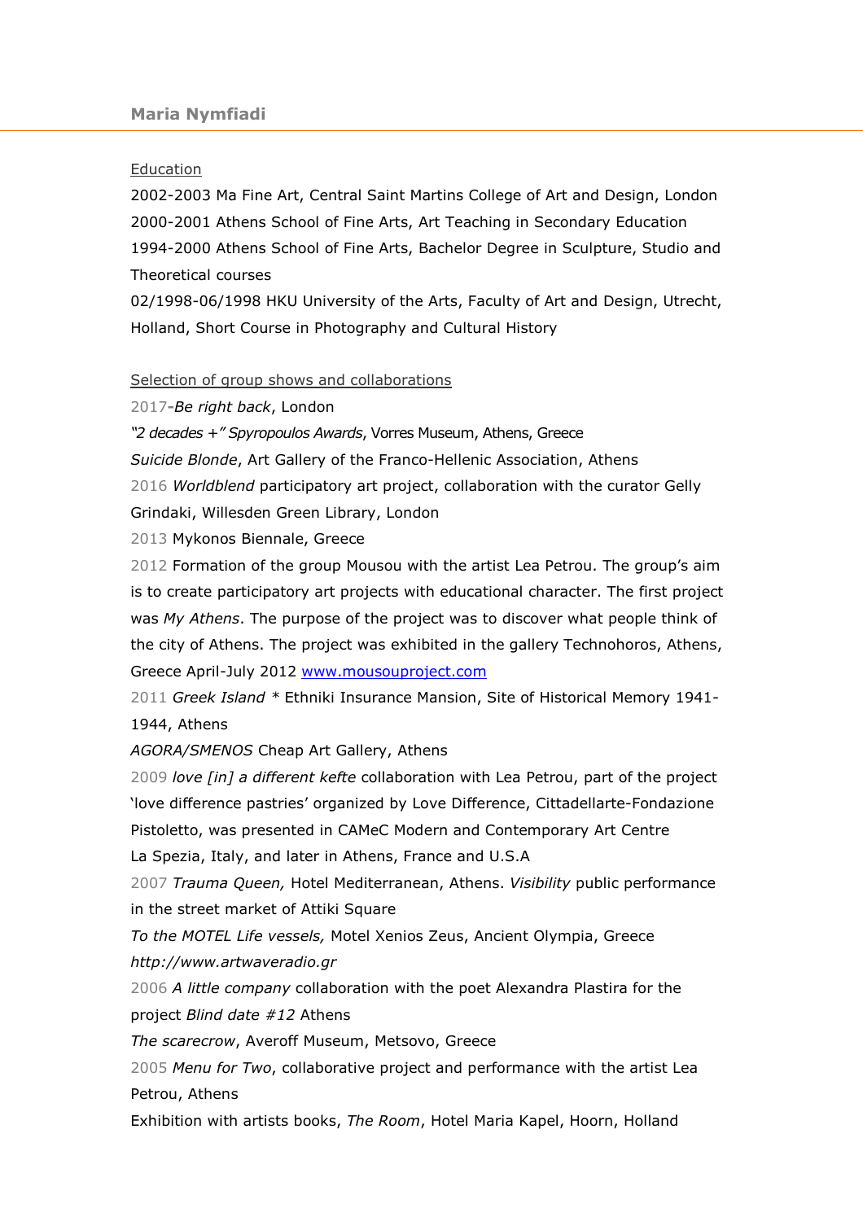# Maria Nymfiadi

## Education

2002-2003 Ma Fine Art, Central Saint Martins College of Art and Design, London
2000-2001 Athens School of Fine Arts, Art Teaching in Secondary Education
1994-2000 Athens School of Fine Arts, Bachelor Degree in Sculpture, Studio and Theoretical courses
02/1998-06/1998 HKU University of the Arts, Faculty of Art and Design, Utrecht, Holland, Short Course in Photography and Cultural History

## Selection of group shows and collaborations

2017-*Be right back*, London
*"2 decades +" Spyropoulos Awards*, Vorres Museum, Athens, Greece
*Suicide Blonde*, Art Gallery of the Franco-Hellenic Association, Athens
2016 *Worldblend* participatory art project, collaboration with the curator Gelly Grindaki, Willesden Green Library, London
2013 Mykonos Biennale, Greece
2012 Formation of the group Mousou with the artist Lea Petrou. The group's aim is to create participatory art projects with educational character. The first project was *My Athens*. The purpose of the project was to discover what people think of the city of Athens. The project was exhibited in the gallery Technohoros, Athens, Greece April-July 2012 [www.mousouproject.com](http://www.mousouproject.com)
2011 *Greek Island* * Ethniki Insurance Mansion, Site of Historical Memory 1941-1944, Athens
*AGORA/SMENOS* Cheap Art Gallery, Athens
2009 *love [in] a different kefte* collaboration with Lea Petrou, part of the project 'love difference pastries' organized by Love Difference, Cittadellarte-Fondazione Pistoletto, was presented in CAMeC Modern and Contemporary Art Centre La Spezia, Italy, and later in Athens, France and U.S.A
2007 *Trauma Queen,* Hotel Mediterranean, Athens. *Visibility* public performance in the street market of Attiki Square
*To the MOTEL Life vessels,* Motel Xenios Zeus, Ancient Olympia, Greece *http://www.artwaveradio.gr*
2006 *A little company* collaboration with the poet Alexandra Plastira for the project *Blind date #12* Athens
*The scarecrow*, Averoff Museum, Metsovo, Greece
2005 *Menu for Two*, collaborative project and performance with the artist Lea Petrou, Athens
Exhibition with artists books, *The Room*, Hotel Maria Kapel, Hoorn, Holland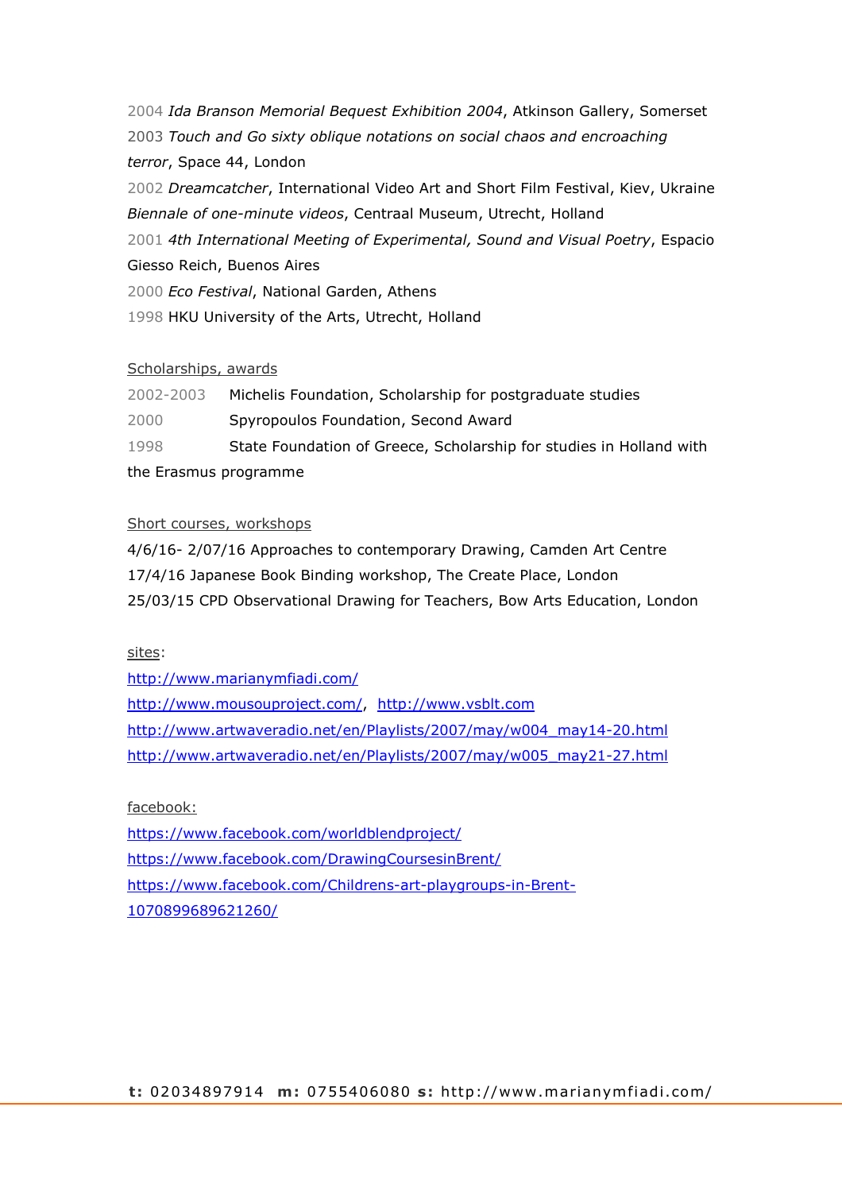2004 *Ida Branson Memorial Bequest Exhibition 2004*, Atkinson Gallery, Somerset
2003 *Touch and Go sixty oblique notations on social chaos and encroaching terror*, Space 44, London
2002 *Dreamcatcher*, International Video Art and Short Film Festival, Kiev, Ukraine
*Biennale of one-minute videos*, Centraal Museum, Utrecht, Holland
2001 *4th International Meeting of Experimental, Sound and Visual Poetry*, Espacio Giesso Reich, Buenos Aires
2000 *Eco Festival*, National Garden, Athens
1998 HKU University of the Arts, Utrecht, Holland

Scholarships, awards

2002-2003 Michelis Foundation, Scholarship for postgraduate studies
2000 Spyropoulos Foundation, Second Award
1998 State Foundation of Greece, Scholarship for studies in Holland with the Erasmus programme

Short courses, workshops

4/6/16- 2/07/16 Approaches to contemporary Drawing, Camden Art Centre
17/4/16 Japanese Book Binding workshop, The Create Place, London
25/03/15 CPD Observational Drawing for Teachers, Bow Arts Education, London

sites:

http://www.marianymfiadi.com/
http://www.mousouproject.com/, http://www.vsblt.com
http://www.artwaveradio.net/en/Playlists/2007/may/w004_may14-20.html
http://www.artwaveradio.net/en/Playlists/2007/may/w005_may21-27.html

facebook:

https://www.facebook.com/worldblendproject/
https://www.facebook.com/DrawingCoursesinBrent/
https://www.facebook.com/Childrens-art-playgroups-in-Brent-1070899689621260/

**t:** 02034897914 **m:** 0755406080 **s:** http://www.marianymfiadi.com/